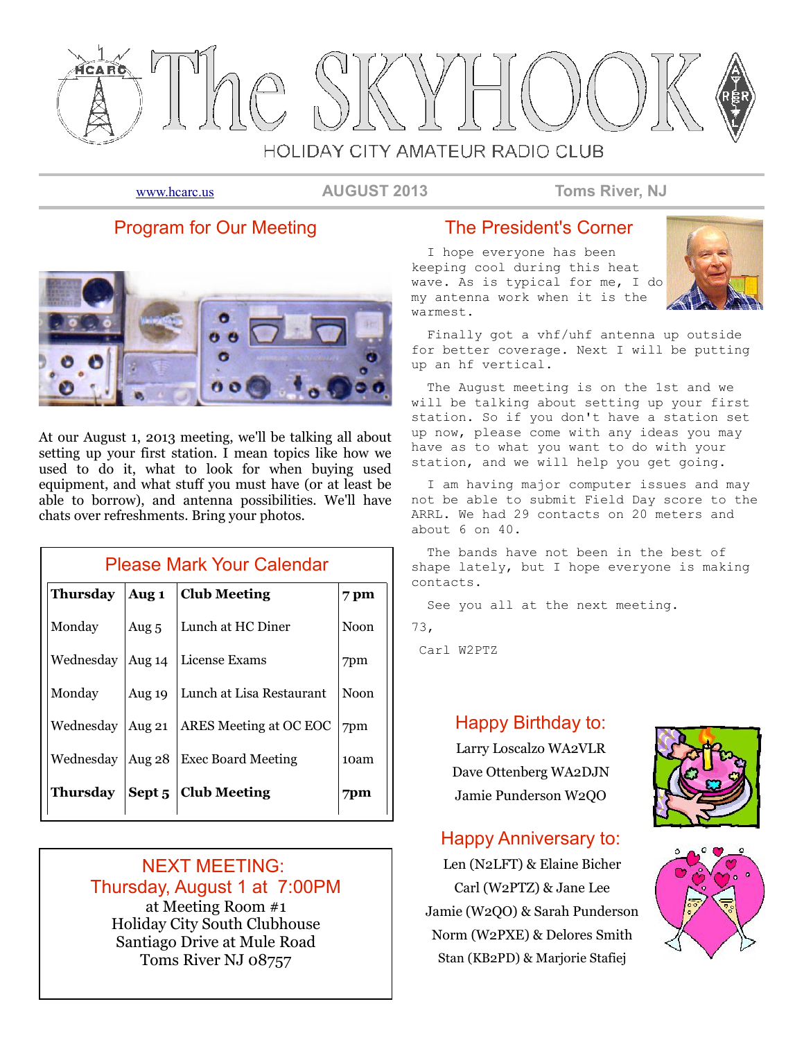# The SKYHOOK

HOLIDAY CITY AMATEUR RADIO CLUB

www.hcarc.us | AUGUST 2013 | Toms River, NJ

## Program for Our Meeting

At our August 1, 2013 meeting, we'll be talking all about setting up your first station. I mean topics like how we used to do it, what to look for when buying used equipment, and what stuff you must have (or at least be able to borrow), and antenna possibilities. We'll have chats over refreshments. Bring your photos.

## Please Mark Your Calendar

| | | | |
|---|---|---|---|
| **Thursday** | **Aug 1** | **Club Meeting** | **7 pm** |
| Monday | Aug 5 | Lunch at HC Diner | Noon |
| Wednesday | Aug 14 | License Exams | 7pm |
| Monday | Aug 19 | Lunch at Lisa Restaurant | Noon |
| Wednesday | Aug 21 | ARES Meeting at OC EOC | 7pm |
| Wednesday | Aug 28 | Exec Board Meeting | 10am |
| **Thursday** | **Sept 5** | **Club Meeting** | **7pm** |

## NEXT MEETING: Thursday, August 1 at 7:00PM

at Meeting Room #1
Holiday City South Clubhouse
Santiago Drive at Mule Road
Toms River NJ 08757

## The President's Corner

I hope everyone has been keeping cool during this heat wave. As is typical for me, I do my antenna work when it is the warmest.

Finally got a vhf/uhf antenna up outside for better coverage. Next I will be putting up an hf vertical.

The August meeting is on the 1st and we will be talking about setting up your first station. So if you don't have a station set up now, please come with any ideas you may have as to what you want to do with your station, and we will help you get going.

I am having major computer issues and may not be able to submit Field Day score to the ARRL. We had 29 contacts on 20 meters and about 6 on 40.

The bands have not been in the best of shape lately, but I hope everyone is making contacts.

See you all at the next meeting.

73,

Carl W2PTZ

## Happy Birthday to:

Larry Loscalzo WA2VLR
Dave Ottenberg WA2DJN
Jamie Punderson W2QO

## Happy Anniversary to:

Len (N2LFT) & Elaine Bicher
Carl (W2PTZ) & Jane Lee
Jamie (W2QO) & Sarah Punderson
Norm (W2PXE) & Delores Smith
Stan (KB2PD) & Marjorie Stafiej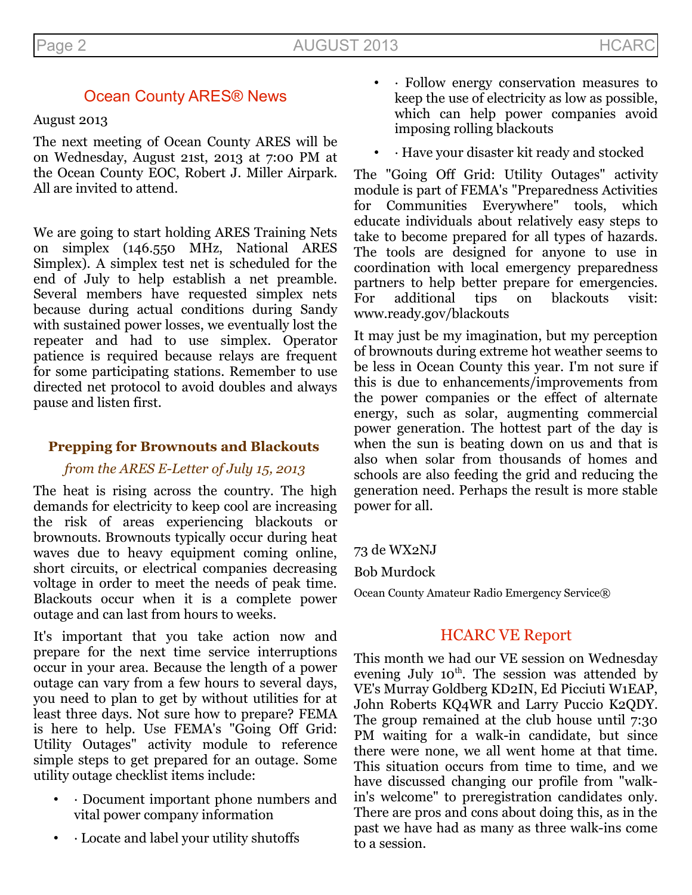## Ocean County ARES® News

August 2013

The next meeting of Ocean County ARES will be on Wednesday, August 21st, 2013 at 7:00 PM at the Ocean County EOC, Robert J. Miller Airpark. All are invited to attend.

We are going to start holding ARES Training Nets on simplex (146.550 MHz, National ARES Simplex). A simplex test net is scheduled for the end of July to help establish a net preamble. Several members have requested simplex nets because during actual conditions during Sandy with sustained power losses, we eventually lost the repeater and had to use simplex. Operator patience is required because relays are frequent for some participating stations. Remember to use directed net protocol to avoid doubles and always pause and listen first.

### Prepping for Brownouts and Blackouts

*from the ARES E-Letter of July 15, 2013*

The heat is rising across the country. The high demands for electricity to keep cool are increasing the risk of areas experiencing blackouts or brownouts. Brownouts typically occur during heat waves due to heavy equipment coming online, short circuits, or electrical companies decreasing voltage in order to meet the needs of peak time. Blackouts occur when it is a complete power outage and can last from hours to weeks.

It's important that you take action now and prepare for the next time service interruptions occur in your area. Because the length of a power outage can vary from a few hours to several days, you need to plan to get by without utilities for at least three days. Not sure how to prepare? FEMA is here to help. Use FEMA's "Going Off Grid: Utility Outages" activity module to reference simple steps to get prepared for an outage. Some utility outage checklist items include:

- · Document important phone numbers and vital power company information
- · Locate and label your utility shutoffs
- · Follow energy conservation measures to keep the use of electricity as low as possible, which can help power companies avoid imposing rolling blackouts
- · Have your disaster kit ready and stocked

The "Going Off Grid: Utility Outages" activity module is part of FEMA's "Preparedness Activities for Communities Everywhere" tools, which educate individuals about relatively easy steps to take to become prepared for all types of hazards. The tools are designed for anyone to use in coordination with local emergency preparedness partners to help better prepare for emergencies. For additional tips on blackouts visit: www.ready.gov/blackouts

It may just be my imagination, but my perception of brownouts during extreme hot weather seems to be less in Ocean County this year. I'm not sure if this is due to enhancements/improvements from the power companies or the effect of alternate energy, such as solar, augmenting commercial power generation. The hottest part of the day is when the sun is beating down on us and that is also when solar from thousands of homes and schools are also feeding the grid and reducing the generation need. Perhaps the result is more stable power for all.

73 de WX2NJ

Bob Murdock

Ocean County Amateur Radio Emergency Service®

## HCARC VE Report

This month we had our VE session on Wednesday evening July 10th. The session was attended by VE's Murray Goldberg KD2IN, Ed Picciuti W1EAP, John Roberts KQ4WR and Larry Puccio K2QDY. The group remained at the club house until 7:30 PM waiting for a walk-in candidate, but since there were none, we all went home at that time. This situation occurs from time to time, and we have discussed changing our profile from "walk-in's welcome" to preregistration candidates only. There are pros and cons about doing this, as in the past we have had as many as three walk-ins come to a session.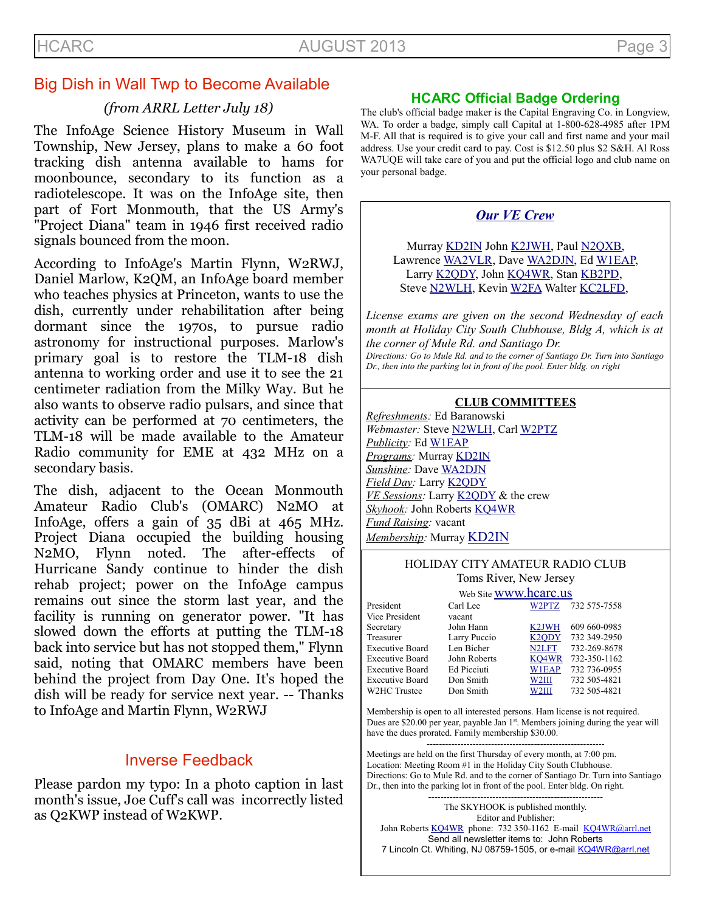## Big Dish in Wall Twp to Become Available

*(from ARRL Letter July 18)*

The InfoAge Science History Museum in Wall Township, New Jersey, plans to make a 60 foot tracking dish antenna available to hams for moonbounce, secondary to its function as a radiotelescope. It was on the InfoAge site, then part of Fort Monmouth, that the US Army's "Project Diana" team in 1946 first received radio signals bounced from the moon.

According to InfoAge's Martin Flynn, W2RWJ, Daniel Marlow, K2QM, an InfoAge board member who teaches physics at Princeton, wants to use the dish, currently under rehabilitation after being dormant since the 1970s, to pursue radio astronomy for instructional purposes. Marlow's primary goal is to restore the TLM-18 dish antenna to working order and use it to see the 21 centimeter radiation from the Milky Way. But he also wants to observe radio pulsars, and since that activity can be performed at 70 centimeters, the TLM-18 will be made available to the Amateur Radio community for EME at 432 MHz on a secondary basis.

The dish, adjacent to the Ocean Monmouth Amateur Radio Club's (OMARC) N2MO at InfoAge, offers a gain of 35 dBi at 465 MHz. Project Diana occupied the building housing N2MO, Flynn noted. The after-effects of Hurricane Sandy continue to hinder the dish rehab project; power on the InfoAge campus remains out since the storm last year, and the facility is running on generator power. "It has slowed down the efforts at putting the TLM-18 back into service but has not stopped them," Flynn said, noting that OMARC members have been behind the project from Day One. It's hoped the dish will be ready for service next year. -- Thanks to InfoAge and Martin Flynn, W2RWJ

## Inverse Feedback

Please pardon my typo: In a photo caption in last month's issue, Joe Cuff's call was incorrectly listed as Q2KWP instead of W2KWP.

## HCARC Official Badge Ordering

The club's official badge maker is the Capital Engraving Co. in Longview, WA. To order a badge, simply call Capital at 1-800-628-4985 after 1PM M-F. All that is required is to give your call and first name and your mail address. Use your credit card to pay. Cost is $12.50 plus $2 S&H. Al Ross WA7UQE will take care of you and put the official logo and club name on your personal badge.

### *Our VE Crew*

Murray KD2IN John K2JWH, Paul N2QXB, Lawrence WA2VLR, Dave WA2DJN, Ed W1EAP, Larry K2QDY, John KQ4WR, Stan KB2PD, Steve N2WLH, Kevin W2FA Walter KC2LFD,

*License exams are given on the second Wednesday of each month at Holiday City South Clubhouse, Bldg A, which is at the corner of Mule Rd. and Santiago Dr.*

*Directions: Go to Mule Rd. and to the corner of Santiago Dr. Turn into Santiago Dr., then into the parking lot in front of the pool. Enter bldg. on right*

### CLUB COMMITTEES

*Refreshments:* Ed Baranowski
*Webmaster:* Steve N2WLH, Carl W2PTZ
*Publicity:* Ed W1EAP
*Programs:* Murray KD2IN
*Sunshine:* Dave WA2DJN
*Field Day:* Larry K2QDY
*VE Sessions:* Larry K2QDY & the crew
*Skyhook:* John Roberts KQ4WR
*Fund Raising:* vacant
*Membership:* Murray KD2IN

### HOLIDAY CITY AMATEUR RADIO CLUB

Toms River, New Jersey

Web Site www.hcarc.us

| | | | |
|---|---|---|---|
| President | Carl Lee | W2PTZ | 732 575-7558 |
| Vice President | vacant | | |
| Secretary | John Hann | K2JWH | 609 660-0985 |
| Treasurer | Larry Puccio | K2QDY | 732 349-2950 |
| Executive Board | Len Bicher | N2LFT | 732-269-8678 |
| Executive Board | John Roberts | KQ4WR | 732-350-1162 |
| Executive Board | Ed Picciuti | W1EAP | 732 736-0955 |
| Executive Board | Don Smith | W2III | 732 505-4821 |
| W2HC Trustee | Don Smith | W2III | 732 505-4821 |

Membership is open to all interested persons. Ham license is not required. Dues are $20.00 per year, payable Jan 1st. Members joining during the year will have the dues prorated. Family membership $30.00.

---

Meetings are held on the first Thursday of every month, at 7:00 pm.
Location: Meeting Room #1 in the Holiday City South Clubhouse.
Directions: Go to Mule Rd. and to the corner of Santiago Dr. Turn into Santiago Dr., then into the parking lot in front of the pool. Enter bldg. On right.

---

The SKYHOOK is published monthly.
Editor and Publisher:
John Roberts KQ4WR phone: 732 350-1162 E-mail KQ4WR@arrl.net
Send all newsletter items to: John Roberts
7 Lincoln Ct. Whiting, NJ 08759-1505, or e-mail KQ4WR@arrl.net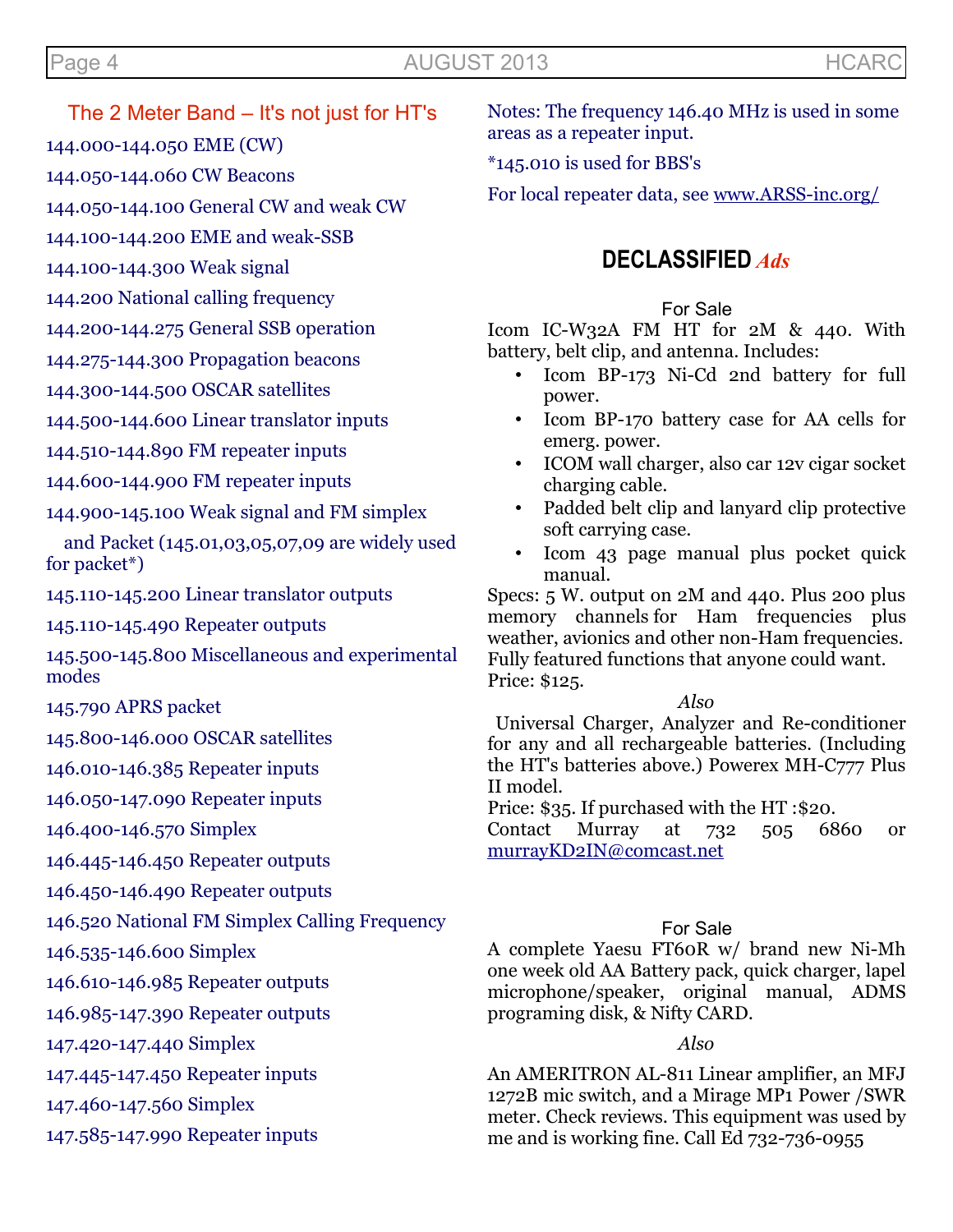## The 2 Meter Band – It's not just for HT's

144.000-144.050 EME (CW)

144.050-144.060 CW Beacons

144.050-144.100 General CW and weak CW

144.100-144.200 EME and weak-SSB

144.100-144.300 Weak signal

144.200 National calling frequency

144.200-144.275 General SSB operation

144.275-144.300 Propagation beacons

144.300-144.500 OSCAR satellites

144.500-144.600 Linear translator inputs

144.510-144.890 FM repeater inputs

144.600-144.900 FM repeater inputs

144.900-145.100 Weak signal and FM simplex

and Packet (145.01,03,05,07,09 are widely used for packet*)

145.110-145.200 Linear translator outputs

145.110-145.490 Repeater outputs

145.500-145.800 Miscellaneous and experimental modes

145.790 APRS packet

145.800-146.000 OSCAR satellites

146.010-146.385 Repeater inputs

146.050-147.090 Repeater inputs

146.400-146.570 Simplex

146.445-146.450 Repeater outputs

146.450-146.490 Repeater outputs

146.520 National FM Simplex Calling Frequency

146.535-146.600 Simplex

146.610-146.985 Repeater outputs

146.985-147.390 Repeater outputs

147.420-147.440 Simplex

147.445-147.450 Repeater inputs

147.460-147.560 Simplex

147.585-147.990 Repeater inputs

Notes: The frequency 146.40 MHz is used in some areas as a repeater input.

*145.010 is used for BBS's

For local repeater data, see www.ARSS-inc.org/

## DECLASSIFIED *Ads*

### For Sale

Icom IC-W32A FM HT for 2M & 440. With battery, belt clip, and antenna. Includes:

- Icom BP-173 Ni-Cd 2nd battery for full power.
- Icom BP-170 battery case for AA cells for emerg. power.
- ICOM wall charger, also car 12v cigar socket charging cable.
- Padded belt clip and lanyard clip protective soft carrying case.
- Icom 43 page manual plus pocket quick manual.

Specs: 5 W. output on 2M and 440. Plus 200 plus memory channels for Ham frequencies plus weather, avionics and other non-Ham frequencies. Fully featured functions that anyone could want.
Price: $125.

*Also*

Universal Charger, Analyzer and Re-conditioner for any and all rechargeable batteries. (Including the HT's batteries above.) Powerex MH-C777 Plus II model.
Price: $35. If purchased with the HT :$20.
Contact Murray at 732 505 6860 or murrayKD2IN@comcast.net

### For Sale

A complete Yaesu FT60R w/ brand new Ni-Mh one week old AA Battery pack, quick charger, lapel microphone/speaker, original manual, ADMS programing disk, & Nifty CARD.

*Also*

An AMERITRON AL-811 Linear amplifier, an MFJ 1272B mic switch, and a Mirage MP1 Power /SWR meter. Check reviews. This equipment was used by me and is working fine. Call Ed 732-736-0955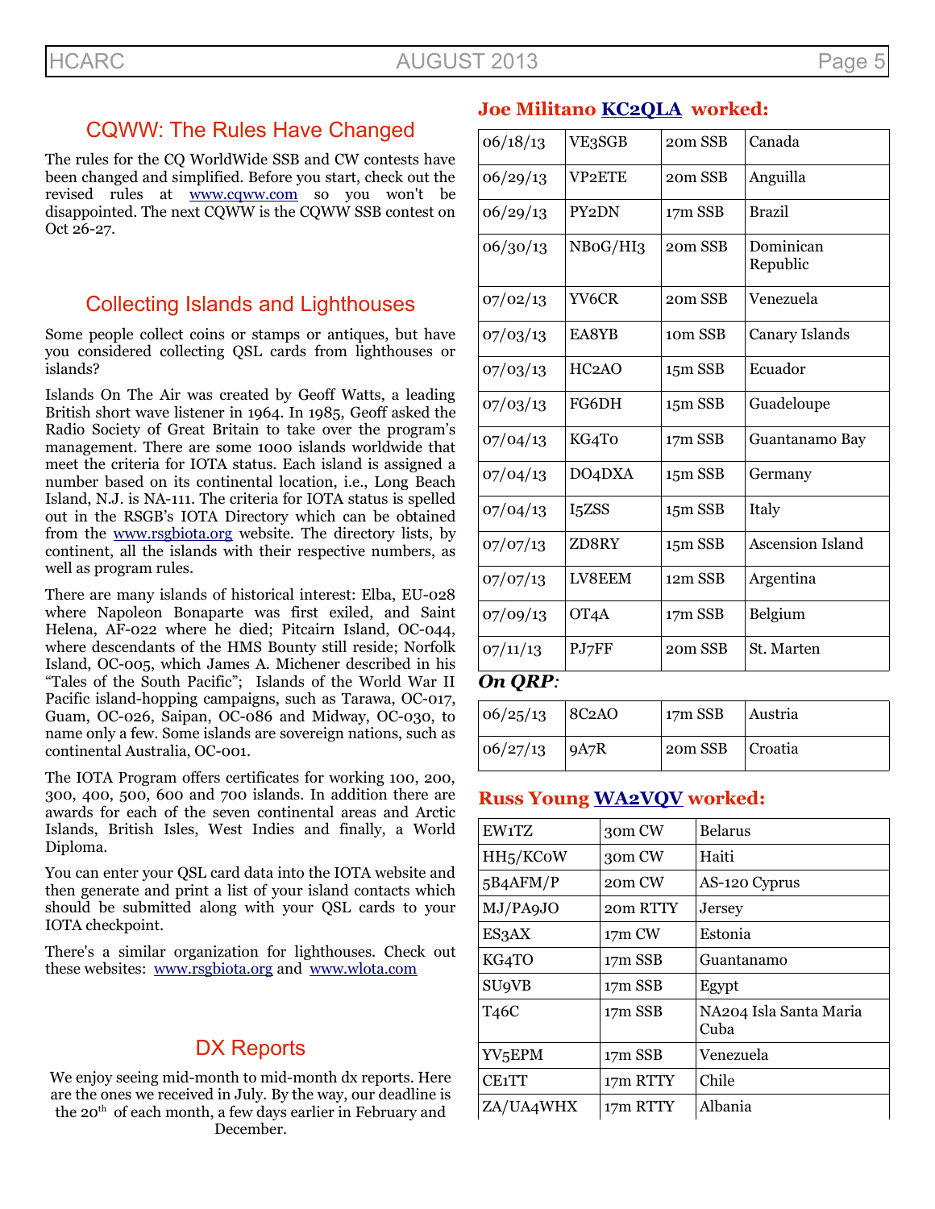## CQWW: The Rules Have Changed

The rules for the CQ WorldWide SSB and CW contests have been changed and simplified. Before you start, check out the revised rules at www.cqww.com so you won't be disappointed. The next CQWW is the CQWW SSB contest on Oct 26-27.

## Collecting Islands and Lighthouses

Some people collect coins or stamps or antiques, but have you considered collecting QSL cards from lighthouses or islands?

Islands On The Air was created by Geoff Watts, a leading British short wave listener in 1964. In 1985, Geoff asked the Radio Society of Great Britain to take over the program's management. There are some 1000 islands worldwide that meet the criteria for IOTA status. Each island is assigned a number based on its continental location, i.e., Long Beach Island, N.J. is NA-111. The criteria for IOTA status is spelled out in the RSGB's IOTA Directory which can be obtained from the www.rsgbiota.org website. The directory lists, by continent, all the islands with their respective numbers, as well as program rules.

There are many islands of historical interest: Elba, EU-028 where Napoleon Bonaparte was first exiled, and Saint Helena, AF-022 where he died; Pitcairn Island, OC-044, where descendants of the HMS Bounty still reside; Norfolk Island, OC-005, which James A. Michener described in his "Tales of the South Pacific"; Islands of the World War II Pacific island-hopping campaigns, such as Tarawa, OC-017, Guam, OC-026, Saipan, OC-086 and Midway, OC-030, to name only a few. Some islands are sovereign nations, such as continental Australia, OC-001.

The IOTA Program offers certificates for working 100, 200, 300, 400, 500, 600 and 700 islands. In addition there are awards for each of the seven continental areas and Arctic Islands, British Isles, West Indies and finally, a World Diploma.

You can enter your QSL card data into the IOTA website and then generate and print a list of your island contacts which should be submitted along with your QSL cards to your IOTA checkpoint.

There's a similar organization for lighthouses. Check out these websites: www.rsgbiota.org and www.wlota.com

## DX Reports

We enjoy seeing mid-month to mid-month dx reports. Here are the ones we received in July. By the way, our deadline is the 20th of each month, a few days earlier in February and December.

### Joe Militano KC2QLA worked:

| | | | |
|---|---|---|---|
| 06/18/13 | VE3SGB | 20m SSB | Canada |
| 06/29/13 | VP2ETE | 20m SSB | Anguilla |
| 06/29/13 | PY2DN | 17m SSB | Brazil |
| 06/30/13 | NB0G/HI3 | 20m SSB | Dominican Republic |
| 07/02/13 | YV6CR | 20m SSB | Venezuela |
| 07/03/13 | EA8YB | 10m SSB | Canary Islands |
| 07/03/13 | HC2AO | 15m SSB | Ecuador |
| 07/03/13 | FG6DH | 15m SSB | Guadeloupe |
| 07/04/13 | KG4To | 17m SSB | Guantanamo Bay |
| 07/04/13 | DO4DXA | 15m SSB | Germany |
| 07/04/13 | I5ZSS | 15m SSB | Italy |
| 07/07/13 | ZD8RY | 15m SSB | Ascension Island |
| 07/07/13 | LV8EEM | 12m SSB | Argentina |
| 07/09/13 | OT4A | 17m SSB | Belgium |
| 07/11/13 | PJ7FF | 20m SSB | St. Marten |

***On QRP*:**

| | | | |
|---|---|---|---|
| 06/25/13 | 8C2AO | 17m SSB | Austria |
| 06/27/13 | 9A7R | 20m SSB | Croatia |

### Russ Young WA2VQV worked:

| | | |
|---|---|---|
| EW1TZ | 30m CW | Belarus |
| HH5/KC0W | 30m CW | Haiti |
| 5B4AFM/P | 20m CW | AS-120 Cyprus |
| MJ/PA9JO | 20m RTTY | Jersey |
| ES3AX | 17m CW | Estonia |
| KG4TO | 17m SSB | Guantanamo |
| SU9VB | 17m SSB | Egypt |
| T46C | 17m SSB | NA204 Isla Santa Maria Cuba |
| YV5EPM | 17m SSB | Venezuela |
| CE1TT | 17m RTTY | Chile |
| ZA/UA4WHX | 17m RTTY | Albania |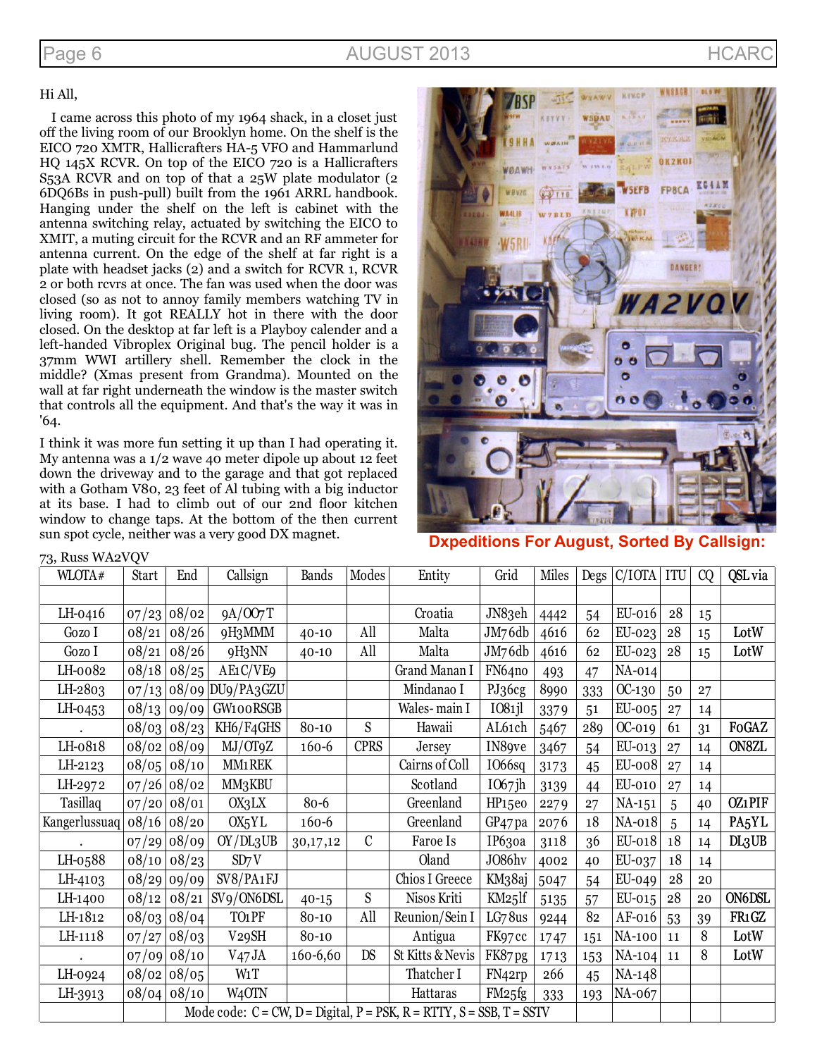Hi All,

I came across this photo of my 1964 shack, in a closet just off the living room of our Brooklyn home. On the shelf is the EICO 720 XMTR, Hallicrafters HA-5 VFO and Hammarlund HQ 145X RCVR. On top of the EICO 720 is a Hallicrafters S53A RCVR and on top of that a 25W plate modulator (2 6DQ6Bs in push-pull) built from the 1961 ARRL handbook. Hanging under the shelf on the left is cabinet with the antenna switching relay, actuated by switching the EICO to XMIT, a muting circuit for the RCVR and an RF ammeter for antenna current. On the edge of the shelf at far right is a plate with headset jacks (2) and a switch for RCVR 1, RCVR 2 or both rcvrs at once. The fan was used when the door was closed (so as not to annoy family members watching TV in living room). It got REALLY hot in there with the door closed. On the desktop at far left is a Playboy calender and a left-handed Vibroplex Original bug. The pencil holder is a 37mm WWI artillery shell. Remember the clock in the middle? (Xmas present from Grandma). Mounted on the wall at far right underneath the window is the master switch that controls all the equipment. And that's the way it was in '64.

I think it was more fun setting it up than I had operating it. My antenna was a 1/2 wave 40 meter dipole up about 12 feet down the driveway and to the garage and that got replaced with a Gotham V80, 23 feet of Al tubing with a big inductor at its base. I had to climb out of our 2nd floor kitchen window to change taps. At the bottom of the then current sun spot cycle, neither was a very good DX magnet.

73, Russ WA2VQV

**Dxpeditions For August, Sorted By Callsign:**

| WLOTA# | Start | End | Callsign | Bands | Modes | Entity | Grid | Miles | Degs | C/IOTA | ITU | CQ | QSL via |
|---|---|---|---|---|---|---|---|---|---|---|---|---|---|
| LH-0416 | 07/23 | 08/02 | 9A/OO7T | | | Croatia | JN83eh | 4442 | 54 | EU-016 | 28 | 15 | |
| Gozo I | 08/21 | 08/26 | 9H3MMM | 40-10 | All | Malta | JM76db | 4616 | 62 | EU-023 | 28 | 15 | LotW |
| Gozo I | 08/21 | 08/26 | 9H3NN | 40-10 | All | Malta | JM76db | 4616 | 62 | EU-023 | 28 | 15 | LotW |
| LH-0082 | 08/18 | 08/25 | AE1C/VE9 | | | Grand Manan I | FN64no | 493 | 47 | NA-014 | | | |
| LH-2803 | 07/13 | 08/09 | DU9/PA3GZU | | | Mindanao I | PJ36cg | 8990 | 333 | OC-130 | 50 | 27 | |
| LH-0453 | 08/13 | 09/09 | GW100RSGB | | | Wales- main I | IO81jl | 3379 | 51 | EU-005 | 27 | 14 | |
| . | 08/03 | 08/23 | KH6/F4GHS | 80-10 | S | Hawaii | AL61ch | 5467 | 289 | OC-019 | 61 | 31 | F0GAZ |
| LH-0818 | 08/02 | 08/09 | MJ/OT9Z | 160-6 | CPRS | Jersey | IN89ve | 3467 | 54 | EU-013 | 27 | 14 | ON8ZL |
| LH-2123 | 08/05 | 08/10 | MM1REK | | | Cairns of Coll | IO66sq | 3173 | 45 | EU-008 | 27 | 14 | |
| LH-2972 | 07/26 | 08/02 | MM3KBU | | | Scotland | IO67jh | 3139 | 44 | EU-010 | 27 | 14 | |
| Tasillaq | 07/20 | 08/01 | OX3LX | 80-6 | | Greenland | HP15eo | 2279 | 27 | NA-151 | 5 | 40 | OZ1PIF |
| Kangerlussuaq | 08/16 | 08/20 | OX5YL | 160-6 | | Greenland | GP47pa | 2076 | 18 | NA-018 | 5 | 14 | PA5YL |
| . | 07/29 | 08/09 | OY/DL3UB | 30,17,12 | C | Faroe Is | IP62oa | 3118 | 36 | EU-018 | 18 | 14 | DL3UB |
| LH-0588 | 08/10 | 08/23 | SD7V | | | Oland | JO86hv | 4002 | 40 | EU-037 | 18 | 14 | |
| LH-4103 | 08/29 | 09/09 | SV8/PA1FJ | | | Chios I Greece | KM38aj | 5047 | 54 | EU-049 | 28 | 20 | |
| LH-1400 | 08/12 | 08/21 | SV9/ON6DSL | 40-15 | S | Nisos Kriti | KM25lf | 5135 | 57 | EU-015 | 28 | 20 | ON6DSL |
| LH-1812 | 08/03 | 08/04 | TO1PF | 80-10 | All | Reunion/Sein I | LG78us | 9244 | 82 | AF-016 | 53 | 39 | FR1GZ |
| LH-1118 | 07/27 | 08/03 | V29SH | 80-10 | | Antigua | FK97cc | 1747 | 151 | NA-100 | 11 | 8 | LotW |
| . | 07/09 | 08/10 | V47JA | 160-6,60 | DS | St Kitts & Nevis | FK87pg | 1713 | 153 | NA-104 | 11 | 8 | LotW |
| LH-0924 | 08/02 | 08/05 | W1T | | | Thatcher I | FN42rp | 266 | 45 | NA-148 | | | |
| LH-3913 | 08/04 | 08/10 | W4OTN | | | Hattaras | FM25fg | 333 | 193 | NA-067 | | | |

Mode code: C = CW, D = Digital, P = PSK, R = RTTY, S = SSB, T = SSTV